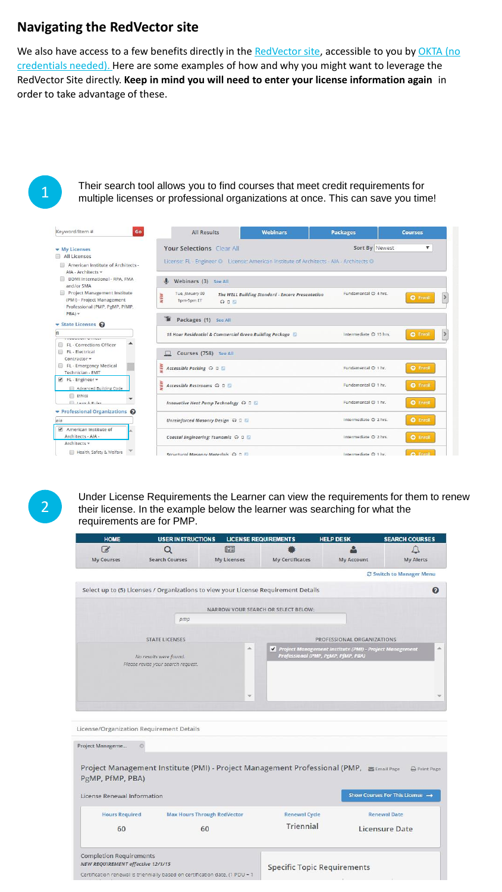## Navigating the RedVector site

We also have access to a few benefits directly in the RedVector site, accessible to you by OKTA (no credentials needed). Here are some examples of how and why you might want to leverage the RedVector Site directly. **Keep in mind you will need to enter your license information again** in order to take advantage of these.

1. Their search tool allows you to find courses that meet credit requirements for multiple licenses or professional organizations at once. This can save you time!

2. Under License Requirements the Learner can view the requirements for them to renew their license. In the example below the learner was searching for what the requirements are for PMP.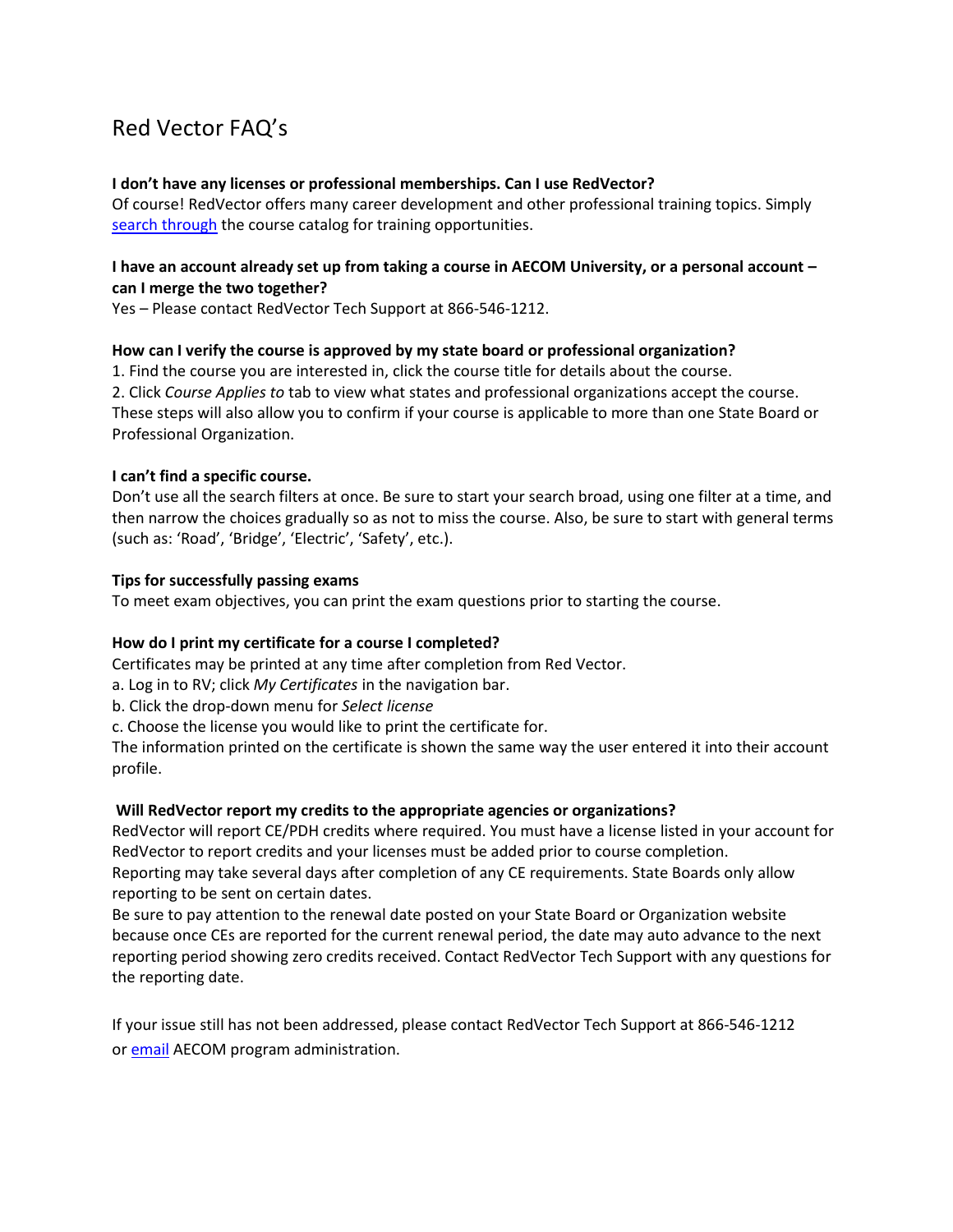# Red Vector FAQ's

**I don't have any licenses or professional memberships. Can I use RedVector?**

Of course! RedVector offers many career development and other professional training topics. Simply search through the course catalog for training opportunities.

**I have an account already set up from taking a course in AECOM University, or a personal account – can I merge the two together?**

Yes – Please contact RedVector Tech Support at 866-546-1212.

**How can I verify the course is approved by my state board or professional organization?**

1. Find the course you are interested in, click the course title for details about the course.
2. Click *Course Applies to* tab to view what states and professional organizations accept the course.

These steps will also allow you to confirm if your course is applicable to more than one State Board or Professional Organization.

**I can't find a specific course.**

Don't use all the search filters at once. Be sure to start your search broad, using one filter at a time, and then narrow the choices gradually so as not to miss the course. Also, be sure to start with general terms (such as: 'Road', 'Bridge', 'Electric', 'Safety', etc.).

**Tips for successfully passing exams**

To meet exam objectives, you can print the exam questions prior to starting the course.

**How do I print my certificate for a course I completed?**

Certificates may be printed at any time after completion from Red Vector.

a. Log in to RV; click *My Certificates* in the navigation bar.
b. Click the drop-down menu for *Select license*
c. Choose the license you would like to print the certificate for.

The information printed on the certificate is shown the same way the user entered it into their account profile.

**Will RedVector report my credits to the appropriate agencies or organizations?**

RedVector will report CE/PDH credits where required. You must have a license listed in your account for RedVector to report credits and your licenses must be added prior to course completion.

Reporting may take several days after completion of any CE requirements. State Boards only allow reporting to be sent on certain dates.

Be sure to pay attention to the renewal date posted on your State Board or Organization website because once CEs are reported for the current renewal period, the date may auto advance to the next reporting period showing zero credits received. Contact RedVector Tech Support with any questions for the reporting date.

If your issue still has not been addressed, please contact RedVector Tech Support at 866-546-1212 or email AECOM program administration.